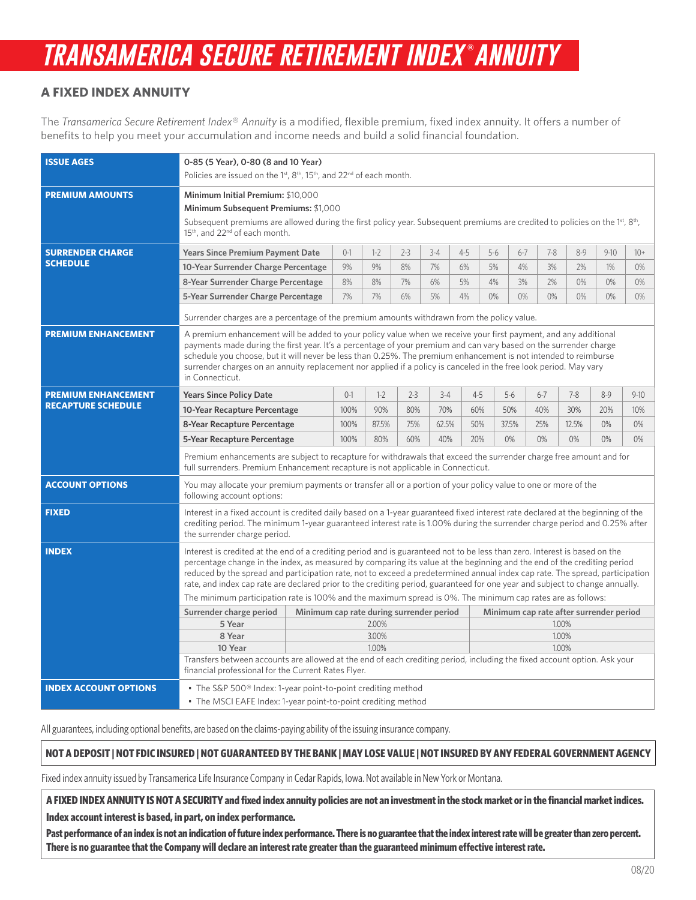# TRANSAMERICA SECURE RETIREMENT INDEX® ANNUITY

## A FIXED INDEX ANNUITY

The *Transamerica Secure Retirement Index® Annuity* is a modified, flexible premium, fixed index annuity. It offers a number of benefits to help you meet your accumulation and income needs and build a solid financial foundation.

**ISSUE AGES**

**0-85 (5 Year), 0-80 (8 and 10 Year)**

Policies are issued on the 1st, 8th, 15th, and 22nd of each month.

**PREMIUM AMOUNTS**

**Minimum Initial Premium:** $10,000

**Minimum Subsequent Premiums:** $1,000

Subsequent premiums are allowed during the first policy year. Subsequent premiums are credited to policies on the 1st, 8th, 15th, and 22nd of each month.

**SURRENDER CHARGE SCHEDULE**

| Years Since Premium Payment Date | 0-1 | 1-2 | 2-3 | 3-4 | 4-5 | 5-6 | 6-7 | 7-8 | 8-9 | 9-10 | 10+ |
|---|---|---|---|---|---|---|---|---|---|---|---|
| 10-Year Surrender Charge Percentage | 9% | 9% | 8% | 7% | 6% | 5% | 4% | 3% | 2% | 1% | 0% |
| 8-Year Surrender Charge Percentage | 8% | 8% | 7% | 6% | 5% | 4% | 3% | 2% | 0% | 0% | 0% |
| 5-Year Surrender Charge Percentage | 7% | 7% | 6% | 5% | 4% | 0% | 0% | 0% | 0% | 0% | 0% |

Surrender charges are a percentage of the premium amounts withdrawn from the policy value.

**PREMIUM ENHANCEMENT**

A premium enhancement will be added to your policy value when we receive your first payment, and any additional payments made during the first year. It's a percentage of your premium and can vary based on the surrender charge schedule you choose, but it will never be less than 0.25%. The premium enhancement is not intended to reimburse surrender charges on an annuity replacement nor applied if a policy is canceled in the free look period. May vary in Connecticut.

**PREMIUM ENHANCEMENT RECAPTURE SCHEDULE**

| Years Since Policy Date | 0-1 | 1-2 | 2-3 | 3-4 | 4-5 | 5-6 | 6-7 | 7-8 | 8-9 | 9-10 |
|---|---|---|---|---|---|---|---|---|---|---|
| 10-Year Recapture Percentage | 100% | 90% | 80% | 70% | 60% | 50% | 40% | 30% | 20% | 10% |
| 8-Year Recapture Percentage | 100% | 87.5% | 75% | 62.5% | 50% | 37.5% | 25% | 12.5% | 0% | 0% |
| 5-Year Recapture Percentage | 100% | 80% | 60% | 40% | 20% | 0% | 0% | 0% | 0% | 0% |

Premium enhancements are subject to recapture for withdrawals that exceed the surrender charge free amount and for full surrenders. Premium Enhancement recapture is not applicable in Connecticut.

**ACCOUNT OPTIONS**

You may allocate your premium payments or transfer all or a portion of your policy value to one or more of the following account options:

**FIXED**

Interest in a fixed account is credited daily based on a 1-year guaranteed fixed interest rate declared at the beginning of the crediting period. The minimum 1-year guaranteed interest rate is 1.00% during the surrender charge period and 0.25% after the surrender charge period.

**INDEX**

Interest is credited at the end of a crediting period and is guaranteed not to be less than zero. Interest is based on the percentage change in the index, as measured by comparing its value at the beginning and the end of the crediting period reduced by the spread and participation rate, not to exceed a predetermined annual index cap rate. The spread, participation rate, and index cap rate are declared prior to the crediting period, guaranteed for one year and subject to change annually.

The minimum participation rate is 100% and the maximum spread is 0%. The minimum cap rates are as follows:

| Surrender charge period | Minimum cap rate during surrender period | Minimum cap rate after surrender period |
|---|---|---|
| 5 Year | 2.00% | 1.00% |
| 8 Year | 3.00% | 1.00% |
| 10 Year | 1.00% | 1.00% |

Transfers between accounts are allowed at the end of each crediting period, including the fixed account option. Ask your financial professional for the Current Rates Flyer.

**INDEX ACCOUNT OPTIONS**

- The S&P 500® Index: 1-year point-to-point crediting method
- The MSCI EAFE Index: 1-year point-to-point crediting method

All guarantees, including optional benefits, are based on the claims-paying ability of the issuing insurance company.

**NOT A DEPOSIT | NOT FDIC INSURED | NOT GUARANTEED BY THE BANK | MAY LOSE VALUE | NOT INSURED BY ANY FEDERAL GOVERNMENT AGENCY**

Fixed index annuity issued by Transamerica Life Insurance Company in Cedar Rapids, Iowa. Not available in New York or Montana.

**A FIXED INDEX ANNUITY IS NOT A SECURITY and fixed index annuity policies are not an investment in the stock market or in the financial market indices.**

**Index account interest is based, in part, on index performance.**

**Past performance of an index is not an indication of future index performance. There is no guarantee that the index interest rate will be greater than zero percent. There is no guarantee that the Company will declare an interest rate greater than the guaranteed minimum effective interest rate.**

08/20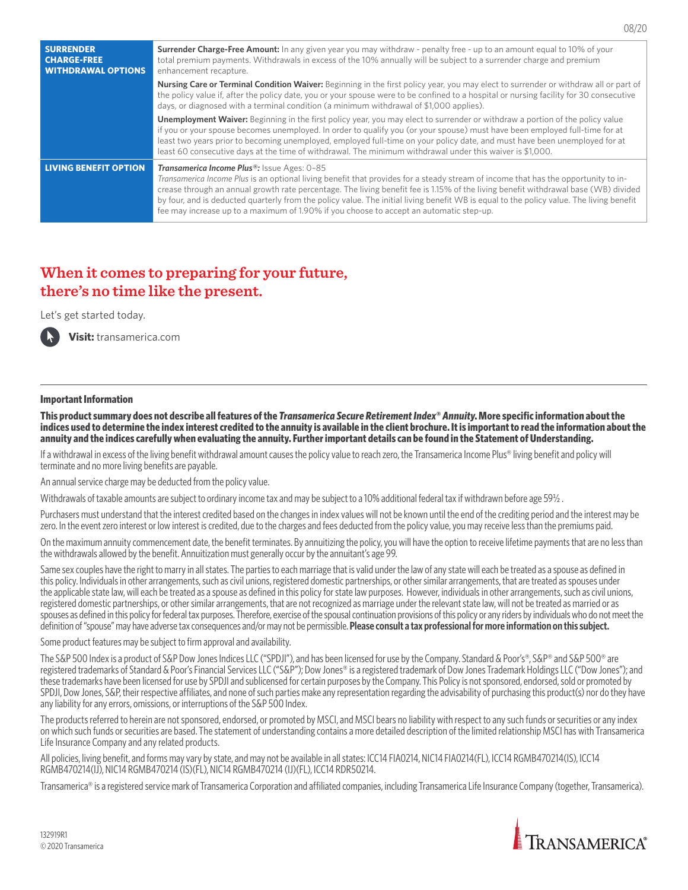| | |
|---|---|
| **SURRENDER CHARGE-FREE WITHDRAWAL OPTIONS** | **Surrender Charge-Free Amount:** In any given year you may withdraw - penalty free - up to an amount equal to 10% of your total premium payments. Withdrawals in excess of the 10% annually will be subject to a surrender charge and premium enhancement recapture. |
| | **Nursing Care or Terminal Condition Waiver:** Beginning in the first policy year, you may elect to surrender or withdraw all or part of the policy value if, after the policy date, you or your spouse were to be confined to a hospital or nursing facility for 30 consecutive days, or diagnosed with a terminal condition (a minimum withdrawal of $1,000 applies). |
| | **Unemployment Waiver:** Beginning in the first policy year, you may elect to surrender or withdraw a portion of the policy value if you or your spouse becomes unemployed. In order to qualify you (or your spouse) must have been employed full-time for at least two years prior to becoming unemployed, employed full-time on your policy date, and must have been unemployed for at least 60 consecutive days at the time of withdrawal. The minimum withdrawal under this waiver is $1,000. |
| **LIVING BENEFIT OPTION** | ***Transamerica Income Plus®:*** Issue Ages: 0–85 *Transamerica Income Plus* is an optional living benefit that provides for a steady stream of income that has the opportunity to increase through an annual growth rate percentage. The living benefit fee is 1.15% of the living benefit withdrawal base (WB) divided by four, and is deducted quarterly from the policy value. The initial living benefit WB is equal to the policy value. The living benefit fee may increase up to a maximum of 1.90% if you choose to accept an automatic step-up. |

## When it comes to preparing for your future, there's no time like the present.

Let's get started today.

**Visit:** transamerica.com

### Important Information

**This product summary does not describe all features of the *Transamerica Secure Retirement Index® Annuity*. More specific information about the indices used to determine the index interest credited to the annuity is available in the client brochure. It is important to read the information about the annuity and the indices carefully when evaluating the annuity. Further important details can be found in the Statement of Understanding.**

If a withdrawal in excess of the living benefit withdrawal amount causes the policy value to reach zero, the Transamerica Income Plus® living benefit and policy will terminate and no more living benefits are payable.

An annual service charge may be deducted from the policy value.

Withdrawals of taxable amounts are subject to ordinary income tax and may be subject to a 10% additional federal tax if withdrawn before age 59½ .

Purchasers must understand that the interest credited based on the changes in index values will not be known until the end of the crediting period and the interest may be zero. In the event zero interest or low interest is credited, due to the charges and fees deducted from the policy value, you may receive less than the premiums paid.

On the maximum annuity commencement date, the benefit terminates. By annuitizing the policy, you will have the option to receive lifetime payments that are no less than the withdrawals allowed by the benefit. Annuitization must generally occur by the annuitant's age 99.

Same sex couples have the right to marry in all states. The parties to each marriage that is valid under the law of any state will each be treated as a spouse as defined in this policy. Individuals in other arrangements, such as civil unions, registered domestic partnerships, or other similar arrangements, that are treated as spouses under the applicable state law, will each be treated as a spouse as defined in this policy for state law purposes. However, individuals in other arrangements, such as civil unions, registered domestic partnerships, or other similar arrangements, that are not recognized as marriage under the relevant state law, will not be treated as married or as spouses as defined in this policy for federal tax purposes. Therefore, exercise of the spousal continuation provisions of this policy or any riders by individuals who do not meet the definition of "spouse" may have adverse tax consequences and/or may not be permissible. **Please consult a tax professional for more information on this subject.**

Some product features may be subject to firm approval and availability.

The S&P 500 Index is a product of S&P Dow Jones Indices LLC ("SPDJI"), and has been licensed for use by the Company. Standard & Poor's®, S&P® and S&P 500® are registered trademarks of Standard & Poor's Financial Services LLC ("S&P"); Dow Jones® is a registered trademark of Dow Jones Trademark Holdings LLC ("Dow Jones"); and these trademarks have been licensed for use by SPDJI and sublicensed for certain purposes by the Company. This Policy is not sponsored, endorsed, sold or promoted by SPDJI, Dow Jones, S&P, their respective affiliates, and none of such parties make any representation regarding the advisability of purchasing this product(s) nor do they have any liability for any errors, omissions, or interruptions of the S&P 500 Index.

The products referred to herein are not sponsored, endorsed, or promoted by MSCI, and MSCI bears no liability with respect to any such funds or securities or any index on which such funds or securities are based. The statement of understanding contains a more detailed description of the limited relationship MSCI has with Transamerica Life Insurance Company and any related products.

All policies, living benefit, and forms may vary by state, and may not be available in all states: ICC14 FIA0214, NIC14 FIA0214(FL), ICC14 RGMB470214(IS), ICC14 RGMB470214(IJ), NIC14 RGMB470214 (IS)(FL), NIC14 RGMB470214 (IJ)(FL), ICC14 RDR50214.

Transamerica® is a registered service mark of Transamerica Corporation and affiliated companies, including Transamerica Life Insurance Company (together, Transamerica).

132919R1
© 2020 Transamerica

TRANSAMERICA®